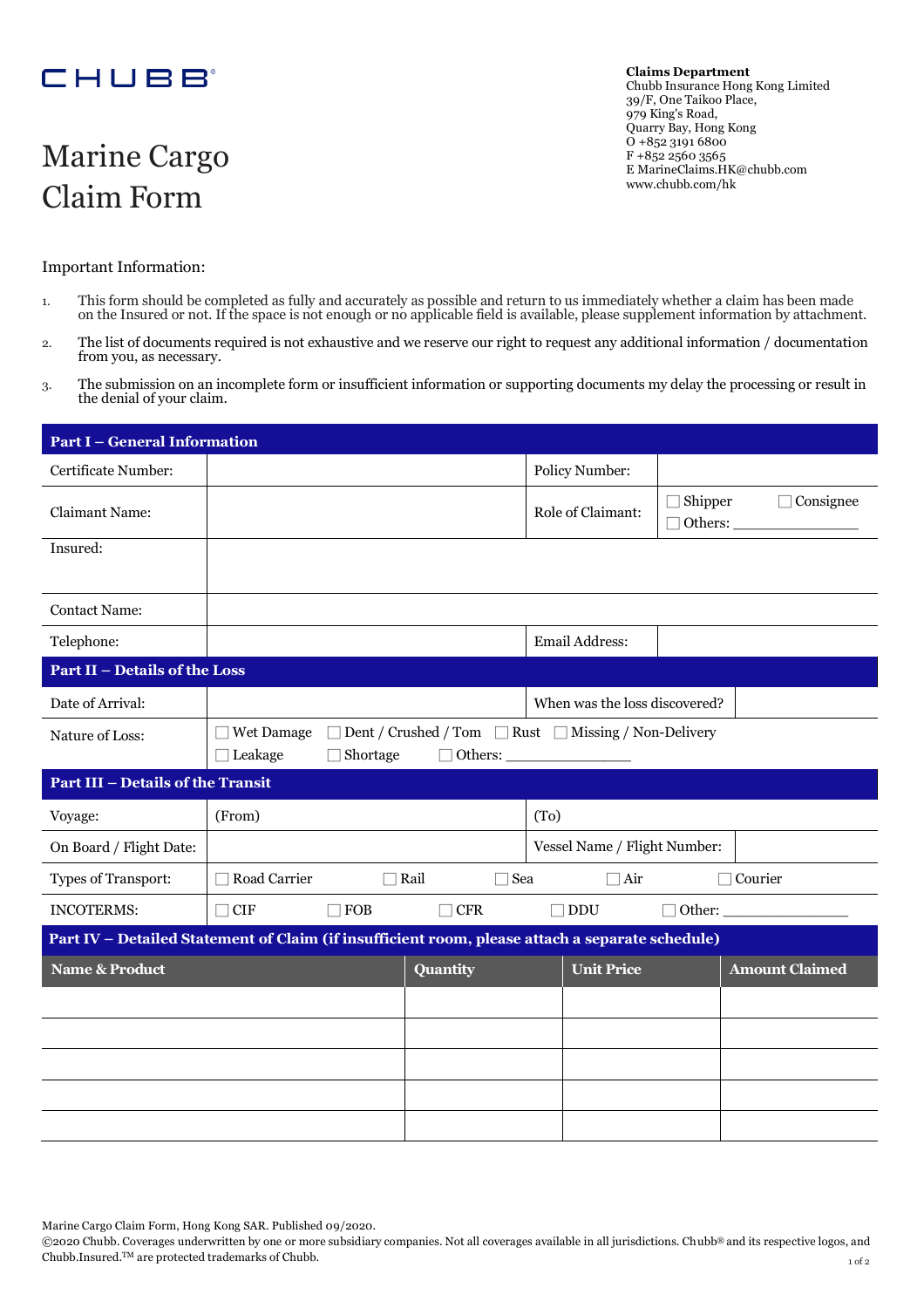CHUBB

**Claims Department**
Chubb Insurance Hong Kong Limited
39/F, One Taikoo Place,
979 King's Road,
Quarry Bay, Hong Kong
O +852 3191 6800
F +852 2560 3565
E MarineClaims.HK@chubb.com
www.chubb.com/hk

# Marine Cargo Claim Form

Important Information:

1. This form should be completed as fully and accurately as possible and return to us immediately whether a claim has been made on the Insured or not. If the space is not enough or no applicable field is available, please supplement information by attachment.
2. The list of documents required is not exhaustive and we reserve our right to request any additional information / documentation from you, as necessary.
3. The submission on an incomplete form or insufficient information or supporting documents my delay the processing or result in the denial of your claim.

**Part I – General Information**

| | | | |
|---|---|---|---|
| Certificate Number: | | Policy Number: | |
| Claimant Name: | | Role of Claimant: | ☐ Shipper ☐ Consignee ☐ Others: _______________ |
| Insured: | | | |
| Contact Name: | | | |
| Telephone: | | Email Address: | |

**Part II – Details of the Loss**

| | | | |
|---|---|---|---|
| Date of Arrival: | | When was the loss discovered? | |
| Nature of Loss: | ☐ Wet Damage ☐ Dent / Crushed / Tom ☐ Rust ☐ Missing / Non-Delivery ☐ Leakage ☐ Shortage ☐ Others: _______________ | | |

**Part III – Details of the Transit**

| | | | |
|---|---|---|---|
| Voyage: | (From) | (To) | |
| On Board / Flight Date: | | Vessel Name / Flight Number: | |
| Types of Transport: | ☐ Road Carrier ☐ Rail ☐ Sea ☐ Air ☐ Courier | | |
| INCOTERMS: | ☐ CIF ☐ FOB ☐ CFR ☐ DDU ☐ Other: _______________ | | |

**Part IV – Detailed Statement of Claim (if insufficient room, please attach a separate schedule)**

| Name & Product | Quantity | Unit Price | Amount Claimed |
|---|---|---|---|
| | | | |
| | | | |
| | | | |
| | | | |
| | | | |

Marine Cargo Claim Form, Hong Kong SAR. Published 09/2020.
©2020 Chubb. Coverages underwritten by one or more subsidiary companies. Not all coverages available in all jurisdictions. Chubb® and its respective logos, and Chubb.Insured.™ are protected trademarks of Chubb.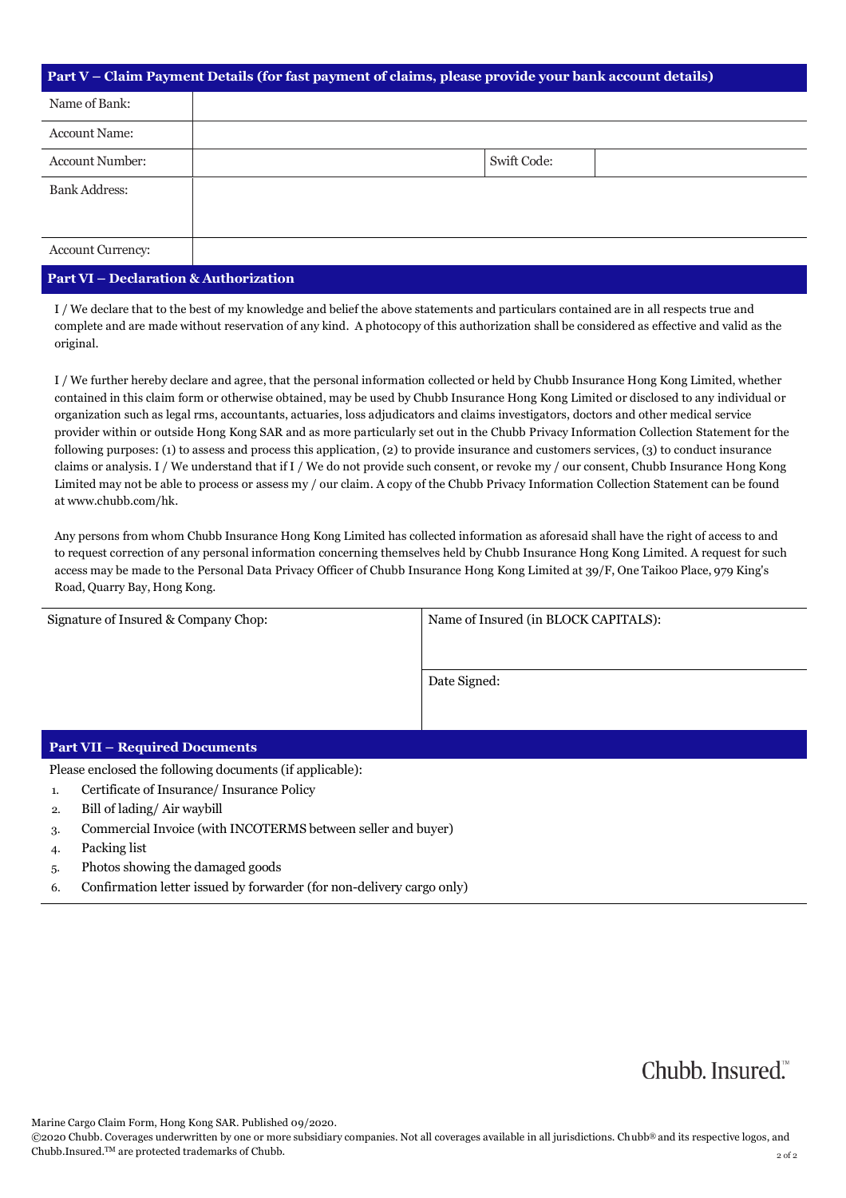## Part V – Claim Payment Details (for fast payment of claims, please provide your bank account details)

| | | | |
|---|---|---|---|
| Name of Bank: | | | |
| Account Name: | | | |
| Account Number: | | Swift Code: | |
| Bank Address: | | | |
| Account Currency: | | | |

## Part VI – Declaration & Authorization

I / We declare that to the best of my knowledge and belief the above statements and particulars contained are in all respects true and complete and are made without reservation of any kind. A photocopy of this authorization shall be considered as effective and valid as the original.

I / We further hereby declare and agree, that the personal information collected or held by Chubb Insurance Hong Kong Limited, whether contained in this claim form or otherwise obtained, may be used by Chubb Insurance Hong Kong Limited or disclosed to any individual or organization such as legal rms, accountants, actuaries, loss adjudicators and claims investigators, doctors and other medical service provider within or outside Hong Kong SAR and as more particularly set out in the Chubb Privacy Information Collection Statement for the following purposes: (1) to assess and process this application, (2) to provide insurance and customers services, (3) to conduct insurance claims or analysis. I / We understand that if I / We do not provide such consent, or revoke my / our consent, Chubb Insurance Hong Kong Limited may not be able to process or assess my / our claim. A copy of the Chubb Privacy Information Collection Statement can be found at www.chubb.com/hk.

Any persons from whom Chubb Insurance Hong Kong Limited has collected information as aforesaid shall have the right of access to and to request correction of any personal information concerning themselves held by Chubb Insurance Hong Kong Limited. A request for such access may be made to the Personal Data Privacy Officer of Chubb Insurance Hong Kong Limited at 39/F, One Taikoo Place, 979 King's Road, Quarry Bay, Hong Kong.

| | |
|---|---|
| Signature of Insured & Company Chop: | Name of Insured (in BLOCK CAPITALS): |
| | Date Signed: |

## Part VII – Required Documents

Please enclosed the following documents (if applicable):

1. Certificate of Insurance/ Insurance Policy
2. Bill of lading/ Air waybill
3. Commercial Invoice (with INCOTERMS between seller and buyer)
4. Packing list
5. Photos showing the damaged goods
6. Confirmation letter issued by forwarder (for non-delivery cargo only)

Chubb. Insured.™

Marine Cargo Claim Form, Hong Kong SAR. Published 09/2020.
©2020 Chubb. Coverages underwritten by one or more subsidiary companies. Not all coverages available in all jurisdictions. Chubb® and its respective logos, and Chubb.Insured.™ are protected trademarks of Chubb.